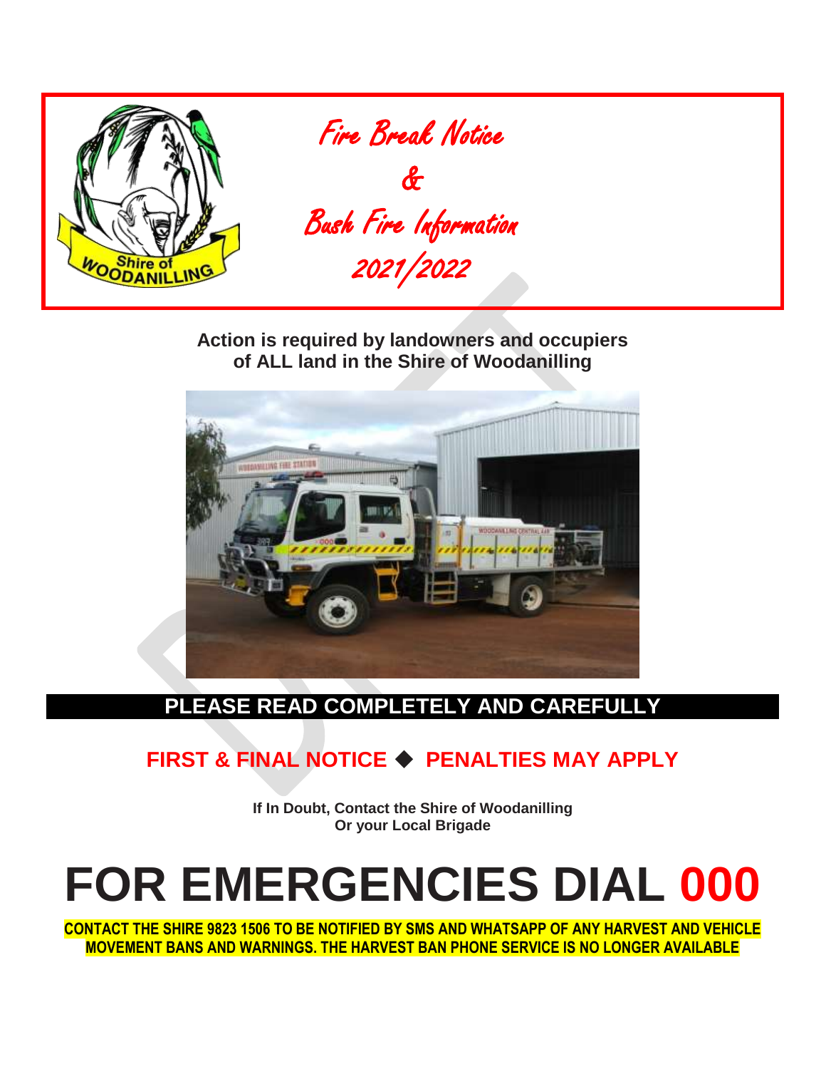# Fire Break Notice

# &

# Bush Fire Information

# 2021/2022

**Action is required by landowners and occupiers of ALL land in the Shire of Woodanilling**

## PLEASE READ COMPLETELY AND CAREFULLY

## FIRST & FINAL NOTICE ◆ PENALTIES MAY APPLY

**If In Doubt, Contact the Shire of Woodanilling**
**Or your Local Brigade**

# FOR EMERGENCIES DIAL 000

**CONTACT THE SHIRE 9823 1506 TO BE NOTIFIED BY SMS AND WHATSAPP OF ANY HARVEST AND VEHICLE MOVEMENT BANS AND WARNINGS. THE HARVEST BAN PHONE SERVICE IS NO LONGER AVAILABLE**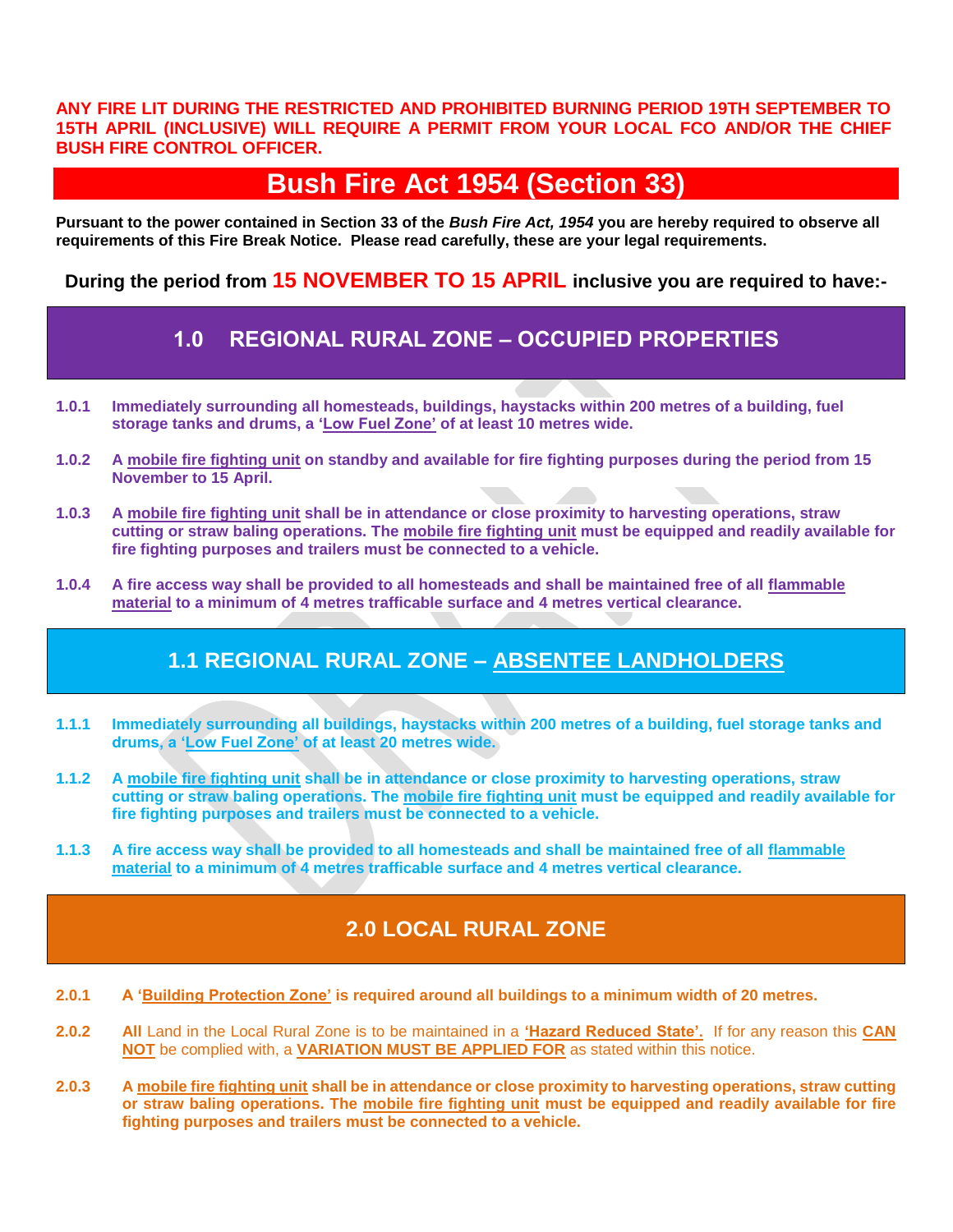**ANY FIRE LIT DURING THE RESTRICTED AND PROHIBITED BURNING PERIOD 19TH SEPTEMBER TO 15TH APRIL (INCLUSIVE) WILL REQUIRE A PERMIT FROM YOUR LOCAL FCO AND/OR THE CHIEF BUSH FIRE CONTROL OFFICER.**

# Bush Fire Act 1954 (Section 33)

**Pursuant to the power contained in Section 33 of the *Bush Fire Act, 1954* you are hereby required to observe all requirements of this Fire Break Notice. Please read carefully, these are your legal requirements.**

**During the period from 15 NOVEMBER TO 15 APRIL inclusive you are required to have:-**

## 1.0 REGIONAL RURAL ZONE – OCCUPIED PROPERTIES

**1.0.1** **Immediately surrounding all homesteads, buildings, haystacks within 200 metres of a building, fuel storage tanks and drums, a 'Low Fuel Zone' of at least 10 metres wide.**

**1.0.2** **A mobile fire fighting unit on standby and available for fire fighting purposes during the period from 15 November to 15 April.**

**1.0.3** **A mobile fire fighting unit shall be in attendance or close proximity to harvesting operations, straw cutting or straw baling operations. The mobile fire fighting unit must be equipped and readily available for fire fighting purposes and trailers must be connected to a vehicle.**

**1.0.4** **A fire access way shall be provided to all homesteads and shall be maintained free of all flammable material to a minimum of 4 metres trafficable surface and 4 metres vertical clearance.**

## 1.1 REGIONAL RURAL ZONE – ABSENTEE LANDHOLDERS

**1.1.1** **Immediately surrounding all buildings, haystacks within 200 metres of a building, fuel storage tanks and drums, a 'Low Fuel Zone' of at least 20 metres wide.**

**1.1.2** **A mobile fire fighting unit shall be in attendance or close proximity to harvesting operations, straw cutting or straw baling operations. The mobile fire fighting unit must be equipped and readily available for fire fighting purposes and trailers must be connected to a vehicle.**

**1.1.3** **A fire access way shall be provided to all homesteads and shall be maintained free of all flammable material to a minimum of 4 metres trafficable surface and 4 metres vertical clearance.**

## 2.0 LOCAL RURAL ZONE

**2.0.1** **A 'Building Protection Zone' is required around all buildings to a minimum width of 20 metres.**

**2.0.2** **All** Land in the Local Rural Zone is to be maintained in a **'Hazard Reduced State'.** If for any reason this **CAN NOT** be complied with, a **VARIATION MUST BE APPLIED FOR** as stated within this notice.

**2.0.3** **A mobile fire fighting unit shall be in attendance or close proximity to harvesting operations, straw cutting or straw baling operations. The mobile fire fighting unit must be equipped and readily available for fire fighting purposes and trailers must be connected to a vehicle.**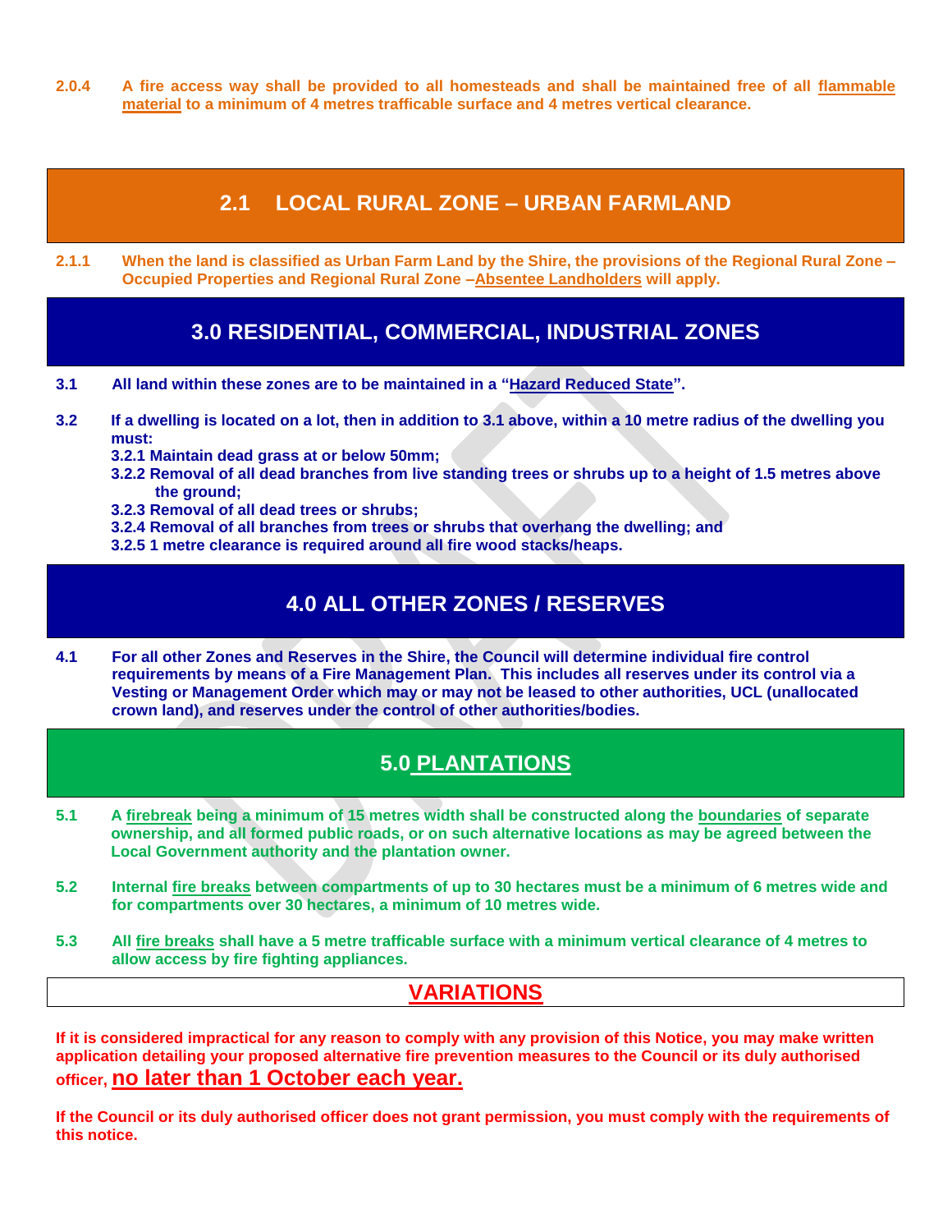**2.0.4** **A fire access way shall be provided to all homesteads and shall be maintained free of all flammable material to a minimum of 4 metres trafficable surface and 4 metres vertical clearance.**

## 2.1 LOCAL RURAL ZONE – URBAN FARMLAND

**2.1.1** **When the land is classified as Urban Farm Land by the Shire, the provisions of the Regional Rural Zone – Occupied Properties and Regional Rural Zone –Absentee Landholders will apply.**

## 3.0 RESIDENTIAL, COMMERCIAL, INDUSTRIAL ZONES

**3.1** **All land within these zones are to be maintained in a "Hazard Reduced State".**

**3.2** **If a dwelling is located on a lot, then in addition to 3.1 above, within a 10 metre radius of the dwelling you must:**

**3.2.1 Maintain dead grass at or below 50mm;**
**3.2.2 Removal of all dead branches from live standing trees or shrubs up to a height of 1.5 metres above the ground;**
**3.2.3 Removal of all dead trees or shrubs;**
**3.2.4 Removal of all branches from trees or shrubs that overhang the dwelling; and**
**3.2.5 1 metre clearance is required around all fire wood stacks/heaps.**

## 4.0 ALL OTHER ZONES / RESERVES

**4.1** **For all other Zones and Reserves in the Shire, the Council will determine individual fire control requirements by means of a Fire Management Plan. This includes all reserves under its control via a Vesting or Management Order which may or may not be leased to other authorities, UCL (unallocated crown land), and reserves under the control of other authorities/bodies.**

## 5.0 PLANTATIONS

**5.1** **A firebreak being a minimum of 15 metres width shall be constructed along the boundaries of separate ownership, and all formed public roads, or on such alternative locations as may be agreed between the Local Government authority and the plantation owner.**

**5.2** **Internal fire breaks between compartments of up to 30 hectares must be a minimum of 6 metres wide and for compartments over 30 hectares, a minimum of 10 metres wide.**

**5.3** **All fire breaks shall have a 5 metre trafficable surface with a minimum vertical clearance of 4 metres to allow access by fire fighting appliances.**

## VARIATIONS

**If it is considered impractical for any reason to comply with any provision of this Notice, you may make written application detailing your proposed alternative fire prevention measures to the Council or its duly authorised officer, no later than 1 October each year.**

**If the Council or its duly authorised officer does not grant permission, you must comply with the requirements of this notice.**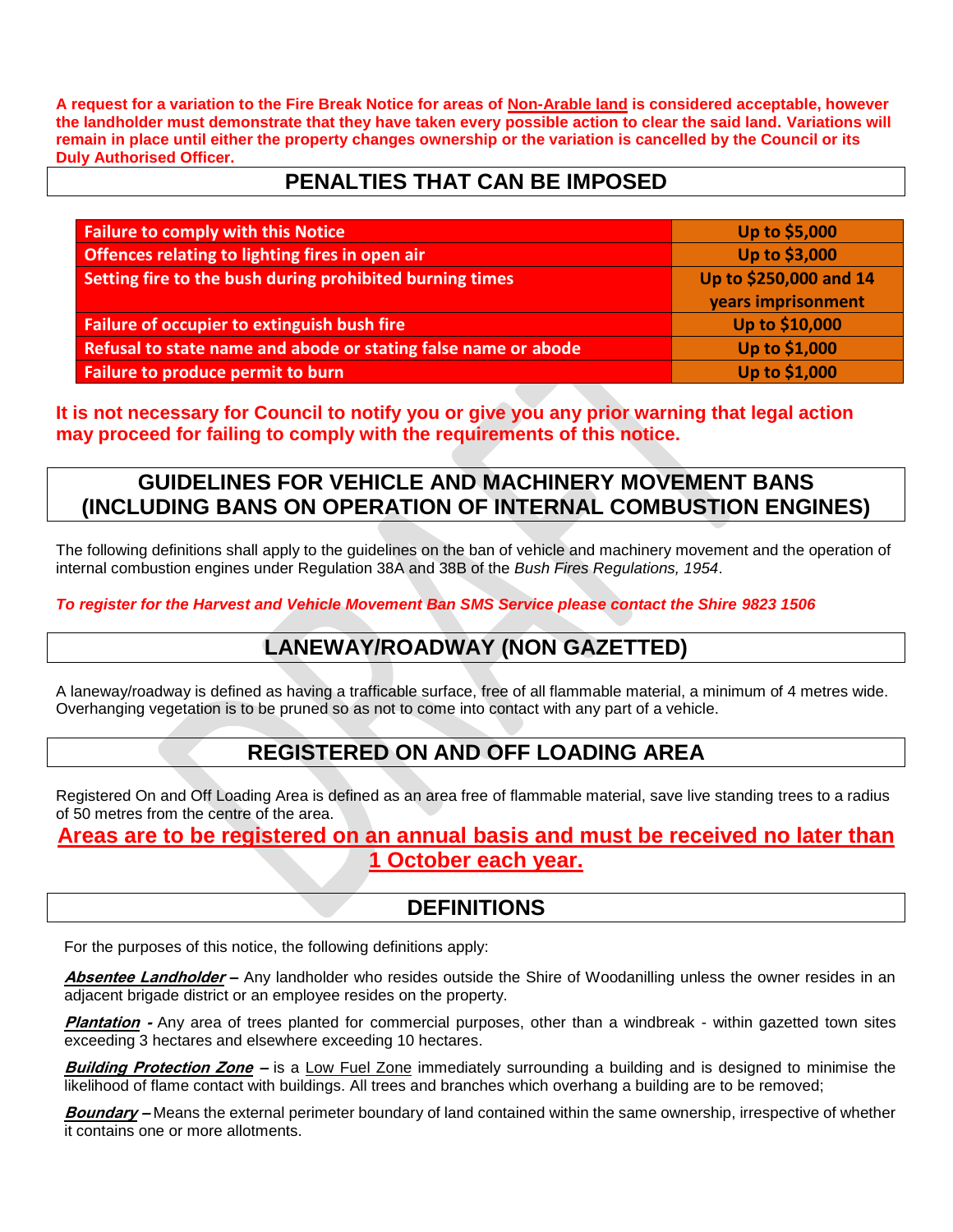**A request for a variation to the Fire Break Notice for areas of Non-Arable land is considered acceptable, however the landholder must demonstrate that they have taken every possible action to clear the said land. Variations will remain in place until either the property changes ownership or the variation is cancelled by the Council or its Duly Authorised Officer.**

## PENALTIES THAT CAN BE IMPOSED

| Offence | Penalty |
|---|---|
| Failure to comply with this Notice | Up to $5,000 |
| Offences relating to lighting fires in open air | Up to $3,000 |
| Setting fire to the bush during prohibited burning times | Up to $250,000 and 14 years imprisonment |
| Failure of occupier to extinguish bush fire | Up to $10,000 |
| Refusal to state name and abode or stating false name or abode | Up to $1,000 |
| Failure to produce permit to burn | Up to $1,000 |

**It is not necessary for Council to notify you or give you any prior warning that legal action may proceed for failing to comply with the requirements of this notice.**

## GUIDELINES FOR VEHICLE AND MACHINERY MOVEMENT BANS (INCLUDING BANS ON OPERATION OF INTERNAL COMBUSTION ENGINES)

The following definitions shall apply to the guidelines on the ban of vehicle and machinery movement and the operation of internal combustion engines under Regulation 38A and 38B of the *Bush Fires Regulations, 1954*.

***To register for the Harvest and Vehicle Movement Ban SMS Service please contact the Shire 9823 1506***

## LANEWAY/ROADWAY (NON GAZETTED)

A laneway/roadway is defined as having a trafficable surface, free of all flammable material, a minimum of 4 metres wide. Overhanging vegetation is to be pruned so as not to come into contact with any part of a vehicle.

## REGISTERED ON AND OFF LOADING AREA

Registered On and Off Loading Area is defined as an area free of flammable material, save live standing trees to a radius of 50 metres from the centre of the area.

**Areas are to be registered on an annual basis and must be received no later than 1 October each year.**

## DEFINITIONS

For the purposes of this notice, the following definitions apply:

***Absentee Landholder*** **–** Any landholder who resides outside the Shire of Woodanilling unless the owner resides in an adjacent brigade district or an employee resides on the property.

***Plantation*** **-** Any area of trees planted for commercial purposes, other than a windbreak - within gazetted town sites exceeding 3 hectares and elsewhere exceeding 10 hectares.

***Building Protection Zone*** **–** is a Low Fuel Zone immediately surrounding a building and is designed to minimise the likelihood of flame contact with buildings. All trees and branches which overhang a building are to be removed;

***Boundary*** **–** Means the external perimeter boundary of land contained within the same ownership, irrespective of whether it contains one or more allotments.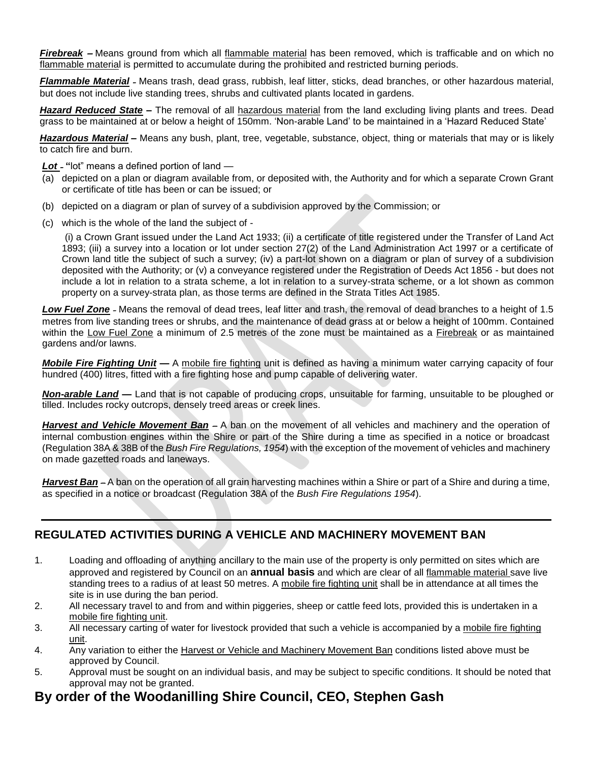***Firebreak*** **–** Means ground from which all flammable material has been removed, which is trafficable and on which no flammable material is permitted to accumulate during the prohibited and restricted burning periods.

***Flammable Material*** - Means trash, dead grass, rubbish, leaf litter, sticks, dead branches, or other hazardous material, but does not include live standing trees, shrubs and cultivated plants located in gardens.

***Hazard Reduced State*** **–** The removal of all hazardous material from the land excluding living plants and trees. Dead grass to be maintained at or below a height of 150mm. 'Non-arable Land' to be maintained in a 'Hazard Reduced State'

***Hazardous Material*** **–** Means any bush, plant, tree, vegetable, substance, object, thing or materials that may or is likely to catch fire and burn.

***Lot*** - **"**lot" means a defined portion of land —

(a) depicted on a plan or diagram available from, or deposited with, the Authority and for which a separate Crown Grant or certificate of title has been or can be issued; or

(b) depicted on a diagram or plan of survey of a subdivision approved by the Commission; or

(c) which is the whole of the land the subject of -

(i) a Crown Grant issued under the Land Act 1933; (ii) a certificate of title registered under the Transfer of Land Act 1893; (iii) a survey into a location or lot under section 27(2) of the Land Administration Act 1997 or a certificate of Crown land title the subject of such a survey; (iv) a part-lot shown on a diagram or plan of survey of a subdivision deposited with the Authority; or (v) a conveyance registered under the Registration of Deeds Act 1856 - but does not include a lot in relation to a strata scheme, a lot in relation to a survey-strata scheme, or a lot shown as common property on a survey-strata plan, as those terms are defined in the Strata Titles Act 1985.

***Low Fuel Zone*** - Means the removal of dead trees, leaf litter and trash, the removal of dead branches to a height of 1.5 metres from live standing trees or shrubs, and the maintenance of dead grass at or below a height of 100mm. Contained within the Low Fuel Zone a minimum of 2.5 metres of the zone must be maintained as a Firebreak or as maintained gardens and/or lawns.

***Mobile Fire Fighting Unit*** **—** A mobile fire fighting unit is defined as having a minimum water carrying capacity of four hundred (400) litres, fitted with a fire fighting hose and pump capable of delivering water.

***Non-arable Land*** **—** Land that is not capable of producing crops, unsuitable for farming, unsuitable to be ploughed or tilled. Includes rocky outcrops, densely treed areas or creek lines.

***Harvest and Vehicle Movement Ban*** **–** A ban on the movement of all vehicles and machinery and the operation of internal combustion engines within the Shire or part of the Shire during a time as specified in a notice or broadcast (Regulation 38A & 38B of the *Bush Fire Regulations, 1954*) with the exception of the movement of vehicles and machinery on made gazetted roads and laneways.

***Harvest Ban*** **–** A ban on the operation of all grain harvesting machines within a Shire or part of a Shire and during a time, as specified in a notice or broadcast (Regulation 38A of the *Bush Fire Regulations 1954*).

---

## REGULATED ACTIVITIES DURING A VEHICLE AND MACHINERY MOVEMENT BAN

1. Loading and offloading of anything ancillary to the main use of the property is only permitted on sites which are approved and registered by Council on an **annual basis** and which are clear of all flammable material save live standing trees to a radius of at least 50 metres. A mobile fire fighting unit shall be in attendance at all times the site is in use during the ban period.
2. All necessary travel to and from and within piggeries, sheep or cattle feed lots, provided this is undertaken in a mobile fire fighting unit.
3. All necessary carting of water for livestock provided that such a vehicle is accompanied by a mobile fire fighting unit.
4. Any variation to either the Harvest or Vehicle and Machinery Movement Ban conditions listed above must be approved by Council.
5. Approval must be sought on an individual basis, and may be subject to specific conditions. It should be noted that approval may not be granted.

# By order of the Woodanilling Shire Council, CEO, Stephen Gash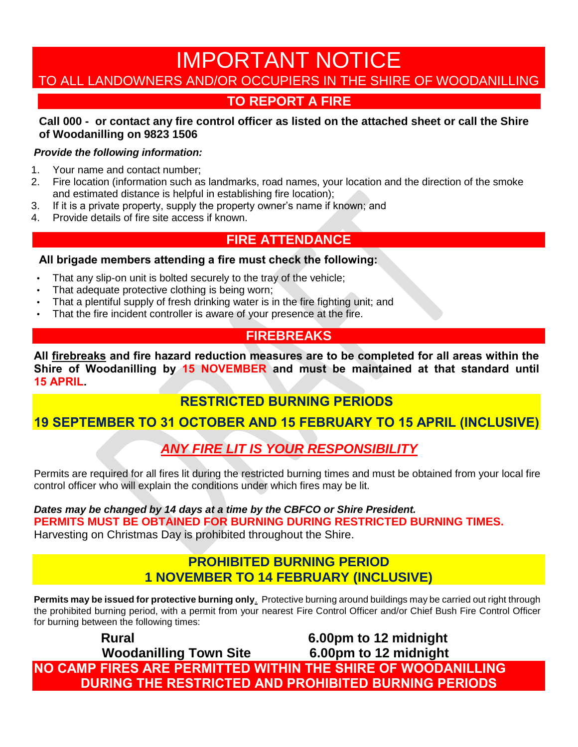# IMPORTANT NOTICE

## TO ALL LANDOWNERS AND/OR OCCUPIERS IN THE SHIRE OF WOODANILLING

## TO REPORT A FIRE

**Call 000 - or contact any fire control officer as listed on the attached sheet or call the Shire of Woodanilling on 9823 1506**

***Provide the following information:***

1. Your name and contact number;
2. Fire location (information such as landmarks, road names, your location and the direction of the smoke and estimated distance is helpful in establishing fire location);
3. If it is a private property, supply the property owner's name if known; and
4. Provide details of fire site access if known.

## FIRE ATTENDANCE

**All brigade members attending a fire must check the following:**

- That any slip-on unit is bolted securely to the tray of the vehicle;
- That adequate protective clothing is being worn;
- That a plentiful supply of fresh drinking water is in the fire fighting unit; and
- That the fire incident controller is aware of your presence at the fire.

## FIREBREAKS

**All firebreaks and fire hazard reduction measures are to be completed for all areas within the Shire of Woodanilling by 15 NOVEMBER and must be maintained at that standard until 15 APRIL.**

## RESTRICTED BURNING PERIODS

## 19 SEPTEMBER TO 31 OCTOBER AND 15 FEBRUARY TO 15 APRIL (INCLUSIVE)

***ANY FIRE LIT IS YOUR RESPONSIBILITY***

Permits are required for all fires lit during the restricted burning times and must be obtained from your local fire control officer who will explain the conditions under which fires may be lit.

***Dates may be changed by 14 days at a time by the CBFCO or Shire President.***
**PERMITS MUST BE OBTAINED FOR BURNING DURING RESTRICTED BURNING TIMES.**
Harvesting on Christmas Day is prohibited throughout the Shire.

## PROHIBITED BURNING PERIOD
## 1 NOVEMBER TO 14 FEBRUARY (INCLUSIVE)

**Permits may be issued for protective burning only.** Protective burning around buildings may be carried out right through the prohibited burning period, with a permit from your nearest Fire Control Officer and/or Chief Bush Fire Control Officer for burning between the following times:

| | |
|---|---|
| **Rural** | **6.00pm to 12 midnight** |
| **Woodanilling Town Site** | **6.00pm to 12 midnight** |

**NO CAMP FIRES ARE PERMITTED WITHIN THE SHIRE OF WOODANILLING DURING THE RESTRICTED AND PROHIBITED BURNING PERIODS**